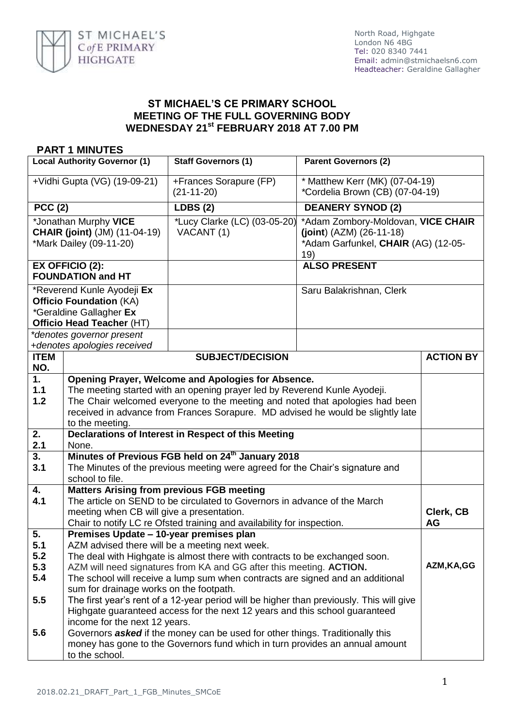ST MICHAEL'S C of E PRIMARY HIGHGATE

North Road, Highgate
London N6 4BG
Tel: 020 8340 7441
Email: admin@stmichaelsn6.com
Headteacher: Geraldine Gallagher

# ST MICHAEL'S CE PRIMARY SCHOOL
# MEETING OF THE FULL GOVERNING BODY
# WEDNESDAY 21st FEBRUARY 2018 AT 7.00 PM

## PART 1 MINUTES

| **Local Authority Governor (1)** | **Staff Governors (1)** | **Parent Governors (2)** |
|---|---|---|
| +Vidhi Gupta (VG) (19-09-21) | +Frances Sorapure (FP) (21-11-20) | * Matthew Kerr (MK) (07-04-19)<br>*Cordelia Brown (CB) (07-04-19) |
| **PCC (2)** | **LDBS (2)** | **DEANERY SYNOD (2)** |
| *Jonathan Murphy **VICE CHAIR (joint)** (JM) (11-04-19)<br>*Mark Dailey (09-11-20) | *Lucy Clarke (LC) (03-05-20)<br>VACANT (1) | *Adam Zombory-Moldovan, **VICE CHAIR (joint)** (AZM) (26-11-18)<br>*Adam Garfunkel, **CHAIR** (AG) (12-05-19) |
| **EX OFFICIO (2): FOUNDATION and HT** | | **ALSO PRESENT** |
| *Reverend Kunle Ayodeji **Ex Officio Foundation** (KA)<br>*Geraldine Gallagher **Ex Officio Head Teacher** (HT) | | Saru Balakrishnan, Clerk |
| *\*denotes governor present*<br>*+denotes apologies received* | | |

| **ITEM NO.** | **SUBJECT/DECISION** | **ACTION BY** |
|---|---|---|
| **1.** | **Opening Prayer, Welcome and Apologies for Absence.** | |
| **1.1** | The meeting started with an opening prayer led by Reverend Kunle Ayodeji. | |
| **1.2** | The Chair welcomed everyone to the meeting and noted that apologies had been received in advance from Frances Sorapure. MD advised he would be slightly late to the meeting. | |
| **2.** | **Declarations of Interest in Respect of this Meeting** | |
| **2.1** | None. | |
| **3.** | **Minutes of Previous FGB held on 24th January 2018** | |
| **3.1** | The Minutes of the previous meeting were agreed for the Chair's signature and school to file. | |
| **4.** | **Matters Arising from previous FGB meeting** | |
| **4.1** | The article on SEND to be circulated to Governors in advance of the March meeting when CB will give a presentation.<br>Chair to notify LC re Ofsted training and availability for inspection. | **Clerk, CB**<br>**AG** |
| **5.** | **Premises Update – 10-year premises plan** | |
| **5.1** | AZM advised there will be a meeting next week. | |
| **5.2** | The deal with Highgate is almost there with contracts to be exchanged soon. | |
| **5.3** | AZM will need signatures from KA and GG after this meeting. **ACTION.** | **AZM,KA,GG** |
| **5.4** | The school will receive a lump sum when contracts are signed and an additional sum for drainage works on the footpath. | |
| **5.5** | The first year's rent of a 12-year period will be higher than previously. This will give Highgate guaranteed access for the next 12 years and this school guaranteed income for the next 12 years. | |
| **5.6** | Governors ***asked*** if the money can be used for other things. Traditionally this money has gone to the Governors fund which in turn provides an annual amount to the school. | |

2018.02.21_DRAFT_Part_1_FGB_Minutes_SMCoE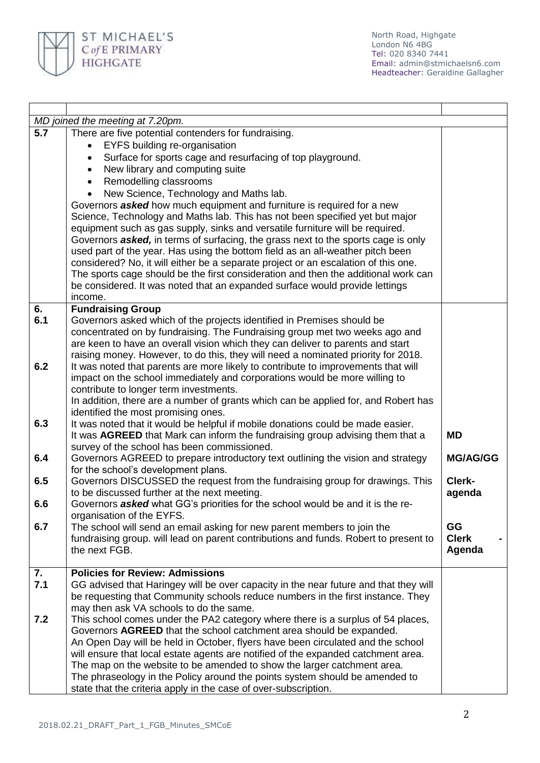| | | |
|---|---|---|
| *MD joined the meeting at 7.20pm.* | | |
| **5.7** | There are five potential contenders for fundraising.<br>• EYFS building re-organisation<br>• Surface for sports cage and resurfacing of top playground.<br>• New library and computing suite<br>• Remodelling classrooms<br>• New Science, Technology and Maths lab.<br>Governors ***asked*** how much equipment and furniture is required for a new Science, Technology and Maths lab. This has not been specified yet but major equipment such as gas supply, sinks and versatile furniture will be required.<br>Governors ***asked,*** in terms of surfacing, the grass next to the sports cage is only used part of the year. Has using the bottom field as an all-weather pitch been considered? No, it will either be a separate project or an escalation of this one. The sports cage should be the first consideration and then the additional work can be considered. It was noted that an expanded surface would provide lettings income. | |
| **6.** | **Fundraising Group** | |
| **6.1** | Governors asked which of the projects identified in Premises should be concentrated on by fundraising. The Fundraising group met two weeks ago and are keen to have an overall vision which they can deliver to parents and start raising money. However, to do this, they will need a nominated priority for 2018. | |
| **6.2** | It was noted that parents are more likely to contribute to improvements that will impact on the school immediately and corporations would be more willing to contribute to longer term investments.<br>In addition, there are a number of grants which can be applied for, and Robert has identified the most promising ones. | |
| **6.3** | It was noted that it would be helpful if mobile donations could be made easier.<br>It was **AGREED** that Mark can inform the fundraising group advising them that a survey of the school has been commissioned. | **MD** |
| **6.4** | Governors AGREED to prepare introductory text outlining the vision and strategy for the school's development plans. | **MG/AG/GG** |
| **6.5** | Governors DISCUSSED the request from the fundraising group for drawings. This to be discussed further at the next meeting. | **Clerk-agenda** |
| **6.6** | Governors ***asked*** what GG's priorities for the school would be and it is the re-organisation of the EYFS. | |
| **6.7** | The school will send an email asking for new parent members to join the fundraising group. will lead on parent contributions and funds. Robert to present to the next FGB. | **GG**<br>**Clerk - Agenda** |
| **7.** | **Policies for Review: Admissions** | |
| **7.1** | GG advised that Haringey will be over capacity in the near future and that they will be requesting that Community schools reduce numbers in the first instance. They may then ask VA schools to do the same. | |
| **7.2** | This school comes under the PA2 category where there is a surplus of 54 places, Governors **AGREED** that the school catchment area should be expanded.<br>An Open Day will be held in October, flyers have been circulated and the school will ensure that local estate agents are notified of the expanded catchment area.<br>The map on the website to be amended to show the larger catchment area.<br>The phraseology in the Policy around the points system should be amended to state that the criteria apply in the case of over-subscription. | |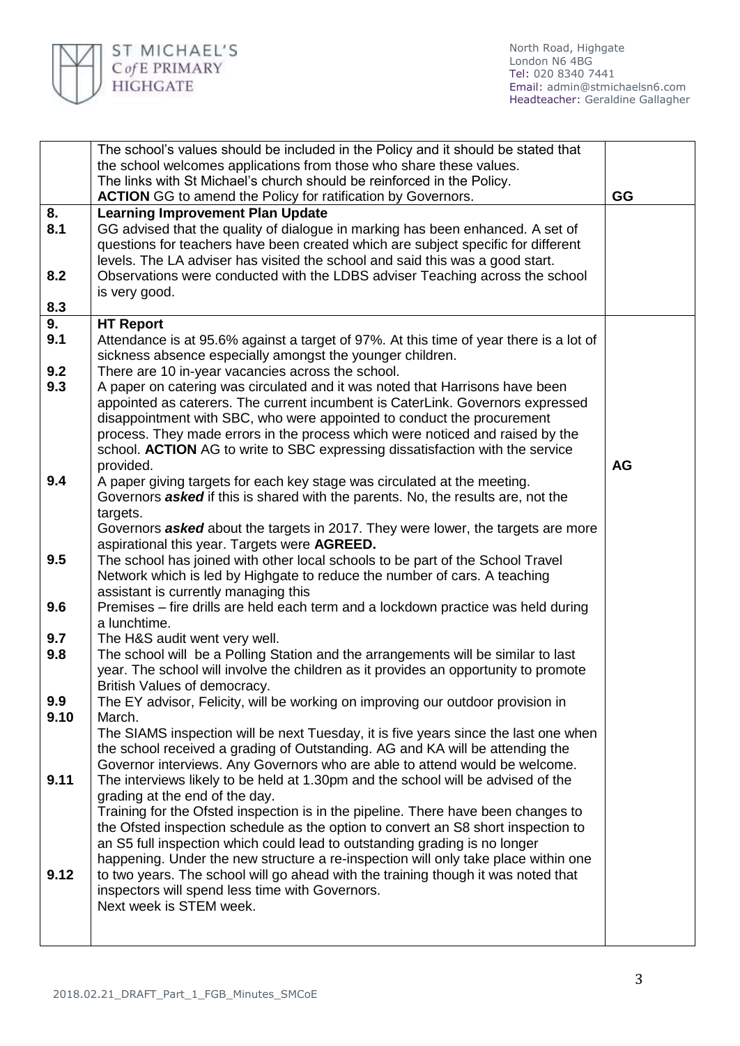| | | |
|---|---|---|
| | The school's values should be included in the Policy and it should be stated that the school welcomes applications from those who share these values.<br>The links with St Michael's church should be reinforced in the Policy.<br>**ACTION** GG to amend the Policy for ratification by Governors. | **GG** |
| **8.**<br>**8.1**<br><br><br>**8.2**<br><br>**8.3** | **Learning Improvement Plan Update**<br>GG advised that the quality of dialogue in marking has been enhanced. A set of questions for teachers have been created which are subject specific for different levels. The LA adviser has visited the school and said this was a good start.<br>Observations were conducted with the LDBS adviser Teaching across the school is very good. | |
| **9.**<br>**9.1**<br><br>**9.2**<br>**9.3**<br><br><br><br><br><br><br>**9.4**<br><br><br><br><br><br>**9.5**<br><br><br>**9.6**<br><br>**9.7**<br>**9.8**<br><br><br>**9.9**<br>**9.10**<br><br><br><br>**9.11**<br><br><br><br><br><br>**9.12** | **HT Report**<br>Attendance is at 95.6% against a target of 97%. At this time of year there is a lot of sickness absence especially amongst the younger children.<br>There are 10 in-year vacancies across the school.<br>A paper on catering was circulated and it was noted that Harrisons have been appointed as caterers. The current incumbent is CaterLink. Governors expressed disappointment with SBC, who were appointed to conduct the procurement process. They made errors in the process which were noticed and raised by the school. **ACTION** AG to write to SBC expressing dissatisfaction with the service provided.<br>A paper giving targets for each key stage was circulated at the meeting. Governors ***asked*** if this is shared with the parents. No, the results are, not the targets.<br>Governors ***asked*** about the targets in 2017. They were lower, the targets are more aspirational this year. Targets were **AGREED.**<br>The school has joined with other local schools to be part of the School Travel Network which is led by Highgate to reduce the number of cars. A teaching assistant is currently managing this<br>Premises – fire drills are held each term and a lockdown practice was held during a lunchtime.<br>The H&S audit went very well.<br>The school will be a Polling Station and the arrangements will be similar to last year. The school will involve the children as it provides an opportunity to promote British Values of democracy.<br>The EY advisor, Felicity, will be working on improving our outdoor provision in March.<br>The SIAMS inspection will be next Tuesday, it is five years since the last one when the school received a grading of Outstanding. AG and KA will be attending the Governor interviews. Any Governors who are able to attend would be welcome. The interviews likely to be held at 1.30pm and the school will be advised of the grading at the end of the day.<br>Training for the Ofsted inspection is in the pipeline. There have been changes to the Ofsted inspection schedule as the option to convert an S8 short inspection to an S5 full inspection which could lead to outstanding grading is no longer happening. Under the new structure a re-inspection will only take place within one to two years. The school will go ahead with the training though it was noted that inspectors will spend less time with Governors.<br>Next week is STEM week. | <br><br><br><br><br><br><br><br><br><br>**AG** |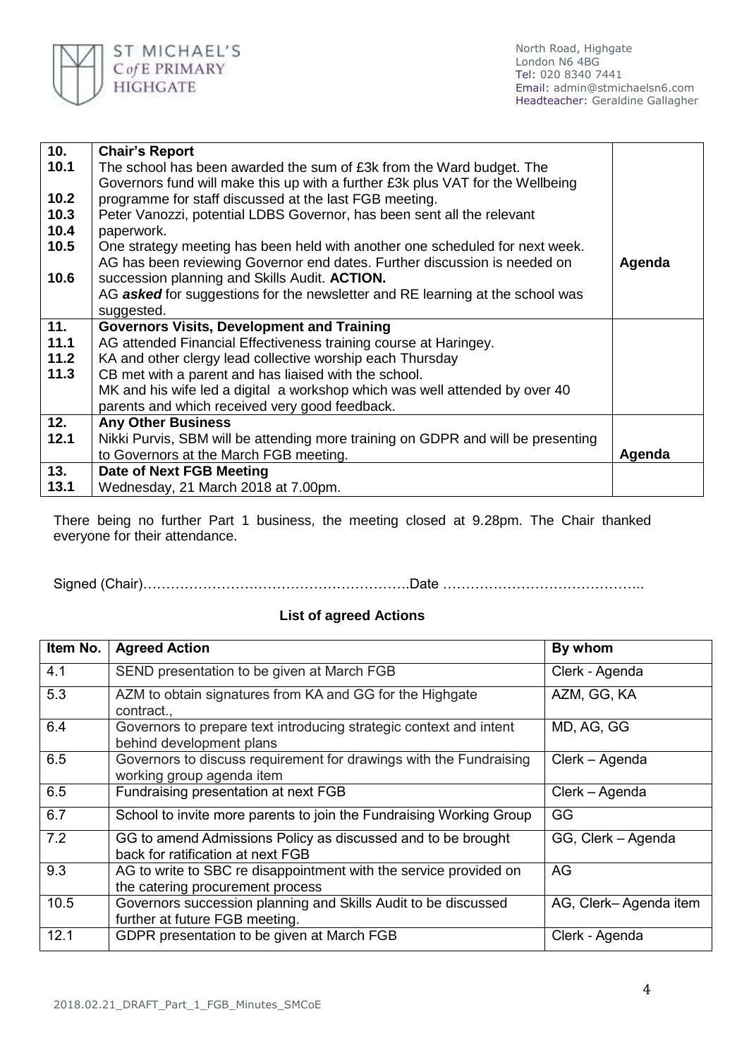| | | |
|---|---|---|
| **10.** | **Chair's Report** | |
| **10.1** | The school has been awarded the sum of £3k from the Ward budget. The Governors fund will make this up with a further £3k plus VAT for the Wellbeing programme for staff discussed at the last FGB meeting. | |
| **10.2** | Peter Vanozzi, potential LDBS Governor, has been sent all the relevant paperwork. | |
| **10.3** | One strategy meeting has been held with another one scheduled for next week. | |
| **10.4** | AG has been reviewing Governor end dates. Further discussion is needed on succession planning and Skills Audit. **ACTION.** | **Agenda** |
| **10.5** | | |
| **10.6** | AG ***asked*** for suggestions for the newsletter and RE learning at the school was suggested. | |
| **11.** | **Governors Visits, Development and Training** | |
| **11.1** | AG attended Financial Effectiveness training course at Haringey. | |
| **11.2** | KA and other clergy lead collective worship each Thursday | |
| **11.3** | CB met with a parent and has liaised with the school. MK and his wife led a digital a workshop which was well attended by over 40 parents and which received very good feedback. | |
| **12.** | **Any Other Business** | |
| **12.1** | Nikki Purvis, SBM will be attending more training on GDPR and will be presenting to Governors at the March FGB meeting. | **Agenda** |
| **13.** | **Date of Next FGB Meeting** | |
| **13.1** | Wednesday, 21 March 2018 at 7.00pm. | |

There being no further Part 1 business, the meeting closed at 9.28pm. The Chair thanked everyone for their attendance.

Signed (Chair)………………………………………………….Date ……………………………………..

**List of agreed Actions**

| Item No. | Agreed Action | By whom |
|---|---|---|
| 4.1 | SEND presentation to be given at March FGB | Clerk - Agenda |
| 5.3 | AZM to obtain signatures from KA and GG for the Highgate contract., | AZM, GG, KA |
| 6.4 | Governors to prepare text introducing strategic context and intent behind development plans | MD, AG, GG |
| 6.5 | Governors to discuss requirement for drawings with the Fundraising working group agenda item | Clerk – Agenda |
| 6.5 | Fundraising presentation at next FGB | Clerk – Agenda |
| 6.7 | School to invite more parents to join the Fundraising Working Group | GG |
| 7.2 | GG to amend Admissions Policy as discussed and to be brought back for ratification at next FGB | GG, Clerk – Agenda |
| 9.3 | AG to write to SBC re disappointment with the service provided on the catering procurement process | AG |
| 10.5 | Governors succession planning and Skills Audit to be discussed further at future FGB meeting. | AG, Clerk– Agenda item |
| 12.1 | GDPR presentation to be given at March FGB | Clerk - Agenda |